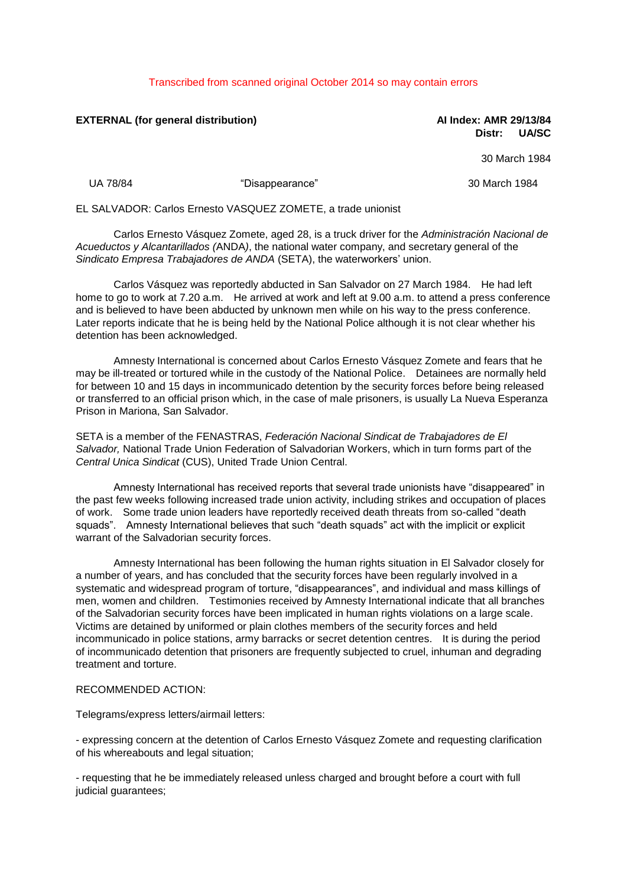Transcribed from scanned original October 2014 so may contain errors

**EXTERNAL (for general distribution)** **AI Index: AMR 29/13/84**
**Distr: UA/SC**

30 March 1984

UA 78/84 "Disappearance" 30 March 1984

EL SALVADOR: Carlos Ernesto VASQUEZ ZOMETE, a trade unionist

Carlos Ernesto Vásquez Zomete, aged 28, is a truck driver for the *Administración Nacional de Acueductos y Alcantarillados (*ANDA*)*, the national water company, and secretary general of the *Sindicato Empresa Trabajadores de ANDA* (SETA), the waterworkers' union.

Carlos Vásquez was reportedly abducted in San Salvador on 27 March 1984. He had left home to go to work at 7.20 a.m. He arrived at work and left at 9.00 a.m. to attend a press conference and is believed to have been abducted by unknown men while on his way to the press conference. Later reports indicate that he is being held by the National Police although it is not clear whether his detention has been acknowledged.

Amnesty International is concerned about Carlos Ernesto Vásquez Zomete and fears that he may be ill-treated or tortured while in the custody of the National Police. Detainees are normally held for between 10 and 15 days in incommunicado detention by the security forces before being released or transferred to an official prison which, in the case of male prisoners, is usually La Nueva Esperanza Prison in Mariona, San Salvador.

SETA is a member of the FENASTRAS, *Federación Nacional Sindicat de Trabajadores de El Salvador,* National Trade Union Federation of Salvadorian Workers, which in turn forms part of the *Central Unica Sindicat* (CUS), United Trade Union Central.

Amnesty International has received reports that several trade unionists have "disappeared" in the past few weeks following increased trade union activity, including strikes and occupation of places of work. Some trade union leaders have reportedly received death threats from so-called "death squads". Amnesty International believes that such "death squads" act with the implicit or explicit warrant of the Salvadorian security forces.

Amnesty International has been following the human rights situation in El Salvador closely for a number of years, and has concluded that the security forces have been regularly involved in a systematic and widespread program of torture, "disappearances", and individual and mass killings of men, women and children. Testimonies received by Amnesty International indicate that all branches of the Salvadorian security forces have been implicated in human rights violations on a large scale. Victims are detained by uniformed or plain clothes members of the security forces and held incommunicado in police stations, army barracks or secret detention centres. It is during the period of incommunicado detention that prisoners are frequently subjected to cruel, inhuman and degrading treatment and torture.

RECOMMENDED ACTION:

Telegrams/express letters/airmail letters:

- expressing concern at the detention of Carlos Ernesto Vásquez Zomete and requesting clarification of his whereabouts and legal situation;

- requesting that he be immediately released unless charged and brought before a court with full judicial guarantees;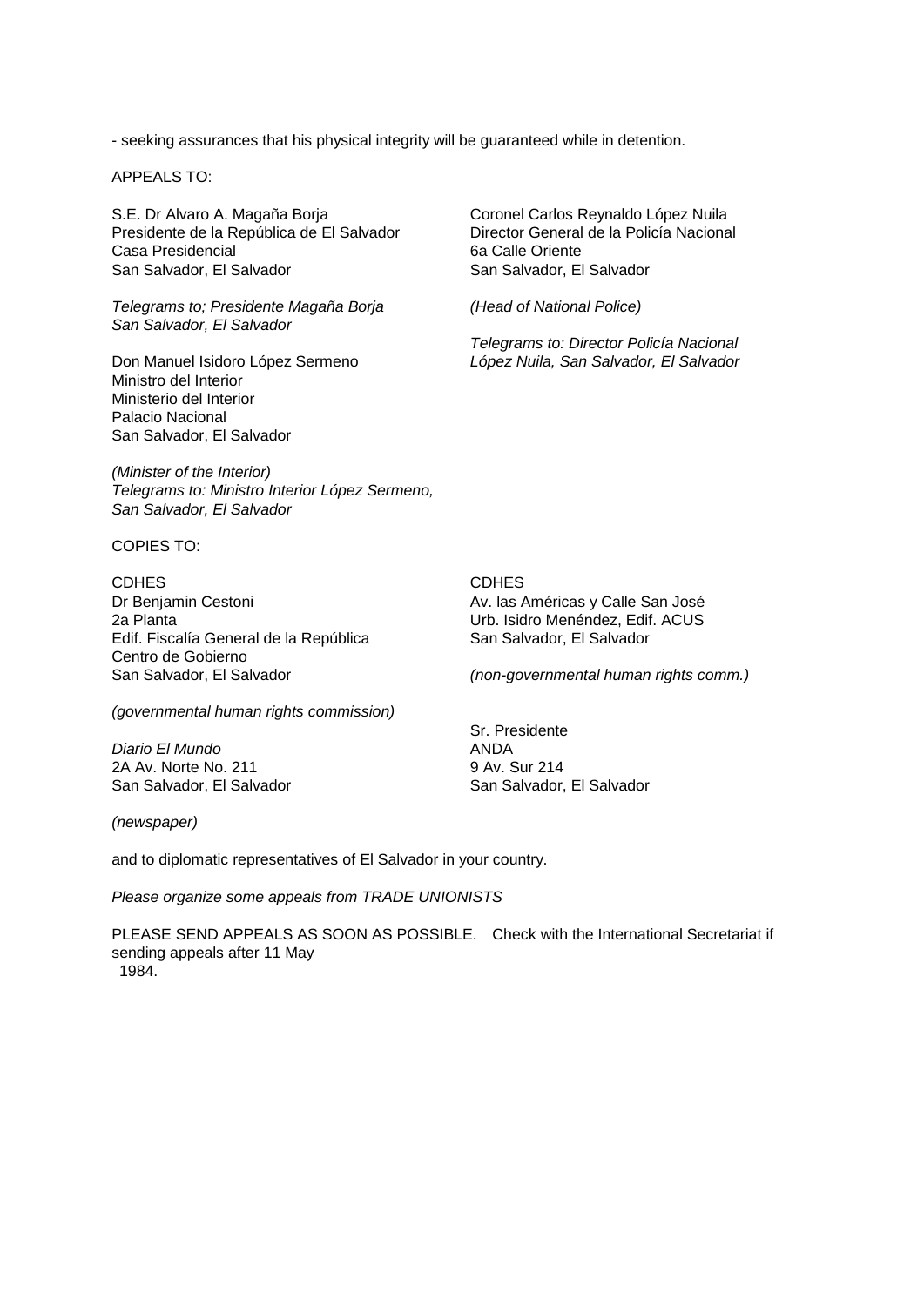- seeking assurances that his physical integrity will be guaranteed while in detention.

APPEALS TO:

S.E. Dr Alvaro A. Magaña Borja
Presidente de la República de El Salvador
Casa Presidencial
San Salvador, El Salvador

*Telegrams to; Presidente Magaña Borja San Salvador, El Salvador*

Don Manuel Isidoro López Sermeno
Ministro del Interior
Ministerio del Interior
Palacio Nacional
San Salvador, El Salvador

*(Minister of the Interior)*
*Telegrams to: Ministro Interior López Sermeno, San Salvador, El Salvador*

Coronel Carlos Reynaldo López Nuila
Director General de la Policía Nacional
6a Calle Oriente
San Salvador, El Salvador

*(Head of National Police)*

*Telegrams to: Director Policía Nacional López Nuila, San Salvador, El Salvador*

COPIES TO:

CDHES
Dr Benjamin Cestoni
2a Planta
Edif. Fiscalía General de la República
Centro de Gobierno
San Salvador, El Salvador

*(governmental human rights commission)*

CDHES
Av. las Américas y Calle San José
Urb. Isidro Menéndez, Edif. ACUS
San Salvador, El Salvador

*(non-governmental human rights comm.)*

*Diario El Mundo*
2A Av. Norte No. 211
San Salvador, El Salvador

*(newspaper)*

Sr. Presidente
ANDA
9 Av. Sur 214
San Salvador, El Salvador

and to diplomatic representatives of El Salvador in your country.

*Please organize some appeals from TRADE UNIONISTS*

PLEASE SEND APPEALS AS SOON AS POSSIBLE. Check with the International Secretariat if sending appeals after 11 May 1984.